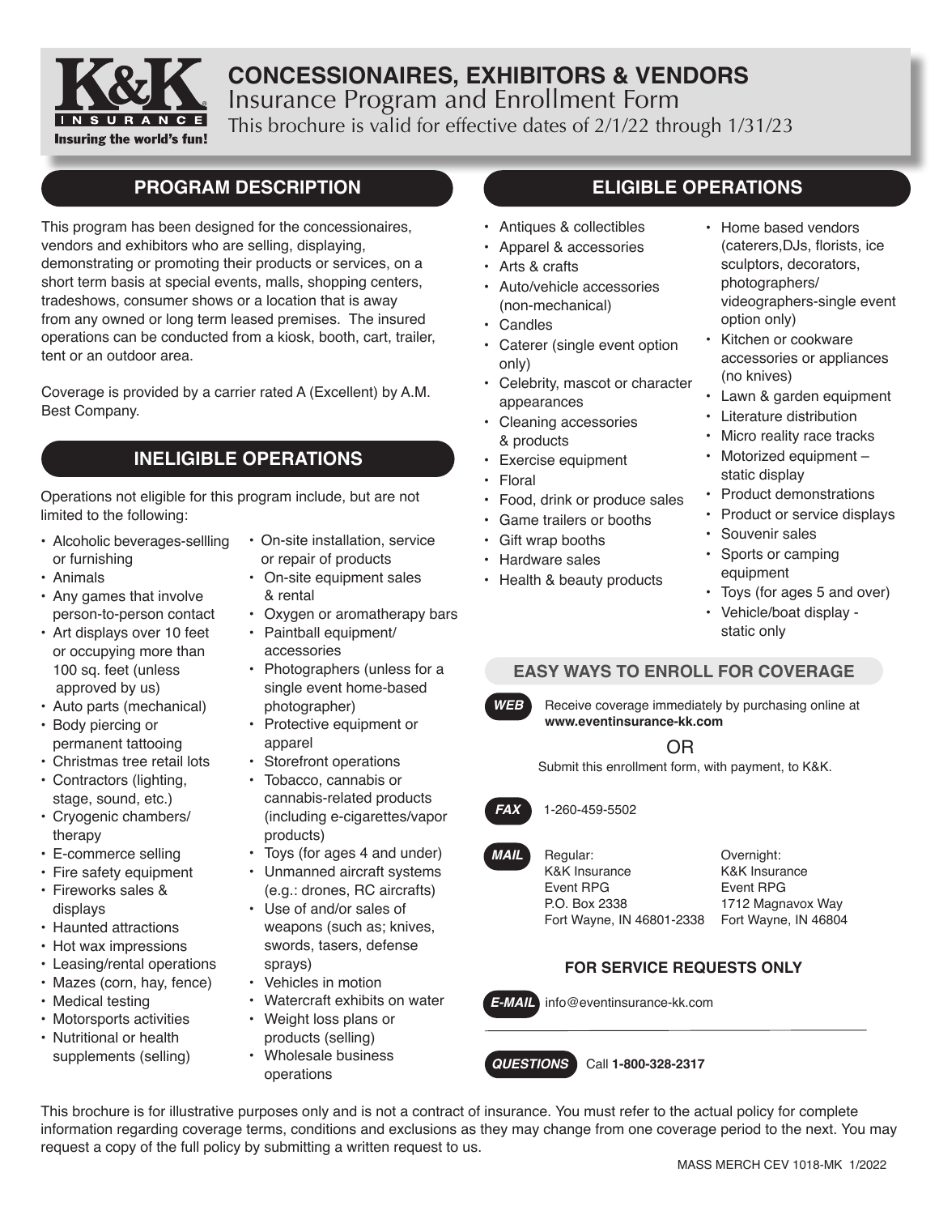K&K INSURANCE
Insuring the world's fun!

# CONCESSIONAIRES, EXHIBITORS & VENDORS

Insurance Program and Enrollment Form

This brochure is valid for effective dates of 2/1/22 through 1/31/23

## PROGRAM DESCRIPTION

This program has been designed for the concessionaires, vendors and exhibitors who are selling, displaying, demonstrating or promoting their products or services, on a short term basis at special events, malls, shopping centers, tradeshows, consumer shows or a location that is away from any owned or long term leased premises. The insured operations can be conducted from a kiosk, booth, cart, trailer, tent or an outdoor area.

Coverage is provided by a carrier rated A (Excellent) by A.M. Best Company.

## INELIGIBLE OPERATIONS

Operations not eligible for this program include, but are not limited to the following:

- Alcoholic beverages-sellling or furnishing
- Animals
- Any games that involve person-to-person contact
- Art displays over 10 feet or occupying more than 100 sq. feet (unless approved by us)
- Auto parts (mechanical)
- Body piercing or permanent tattooing
- Christmas tree retail lots
- Contractors (lighting, stage, sound, etc.)
- Cryogenic chambers/ therapy
- E-commerce selling
- Fire safety equipment
- Fireworks sales & displays
- Haunted attractions
- Hot wax impressions
- Leasing/rental operations
- Mazes (corn, hay, fence)
- Medical testing
- Motorsports activities
- Nutritional or health supplements (selling)
- On-site installation, service or repair of products
- On-site equipment sales & rental
- Oxygen or aromatherapy bars
- Paintball equipment/ accessories
- Photographers (unless for a single event home-based photographer)
- Protective equipment or apparel
- Storefront operations
- Tobacco, cannabis or cannabis-related products (including e-cigarettes/vapor products)
- Toys (for ages 4 and under)
- Unmanned aircraft systems (e.g.: drones, RC aircrafts)
- Use of and/or sales of weapons (such as; knives, swords, tasers, defense sprays)
- Vehicles in motion
- Watercraft exhibits on water
- Weight loss plans or products (selling)
- Wholesale business operations

## ELIGIBLE OPERATIONS

- Antiques & collectibles
- Apparel & accessories
- Arts & crafts
- Auto/vehicle accessories (non-mechanical)
- Candles
- Caterer (single event option only)
- Celebrity, mascot or character appearances
- Cleaning accessories & products
- Exercise equipment
- Floral
- Food, drink or produce sales
- Game trailers or booths
- Gift wrap booths
- Hardware sales
- Health & beauty products
- Home based vendors (caterers,DJs, florists, ice sculptors, decorators, photographers/ videographers-single event option only)
- Kitchen or cookware accessories or appliances (no knives)
- Lawn & garden equipment
- Literature distribution
- Micro reality race tracks
- Motorized equipment – static display
- Product demonstrations
- Product or service displays
- Souvenir sales
- Sports or camping equipment
- Toys (for ages 5 and over)
- Vehicle/boat display - static only

### EASY WAYS TO ENROLL FOR COVERAGE

**WEB** Receive coverage immediately by purchasing online at **www.eventinsurance-kk.com**

OR

Submit this enrollment form, with payment, to K&K.

**FAX** 1-260-459-5502

**MAIL**

Regular:
K&K Insurance
Event RPG
P.O. Box 2338
Fort Wayne, IN 46801-2338

Overnight:
K&K Insurance
Event RPG
1712 Magnavox Way
Fort Wayne, IN 46804

### FOR SERVICE REQUESTS ONLY

**E-MAIL** info@eventinsurance-kk.com

**QUESTIONS** Call **1-800-328-2317**

This brochure is for illustrative purposes only and is not a contract of insurance. You must refer to the actual policy for complete information regarding coverage terms, conditions and exclusions as they may change from one coverage period to the next. You may request a copy of the full policy by submitting a written request to us.

MASS MERCH CEV 1018-MK 1/2022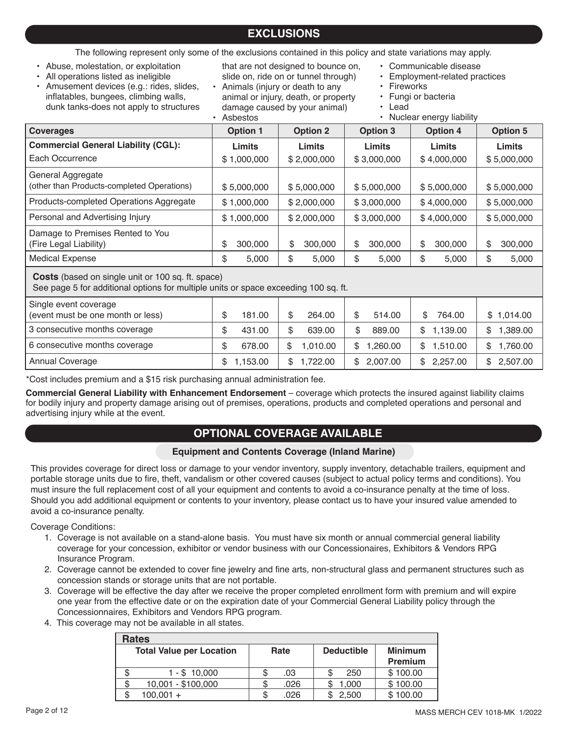## EXCLUSIONS

The following represent only some of the exclusions contained in this policy and state variations may apply.

- Abuse, molestation, or exploitation
- All operations listed as ineligible
- Amusement devices (e.g.: rides, slides, inflatables, bungees, climbing walls, dunk tanks-does not apply to structures that are not designed to bounce on, slide on, ride on or tunnel through)
- Animals (injury or death to any animal or injury, death, or property damage caused by your animal)
- Asbestos
- Communicable disease
- Employment-related practices
- Fireworks
- Fungi or bacteria
- Lead
- Nuclear energy liability

| Coverages | Option 1 | Option 2 | Option 3 | Option 4 | Option 5 |
|---|---|---|---|---|---|
| **Commercial General Liability (CGL):** | **Limits** | **Limits** | **Limits** | **Limits** | **Limits** |
| Each Occurrence | $ 1,000,000 | $ 2,000,000 | $ 3,000,000 | $ 4,000,000 | $ 5,000,000 |
| General Aggregate (other than Products-completed Operations) | $ 5,000,000 | $ 5,000,000 | $ 5,000,000 | $ 5,000,000 | $ 5,000,000 |
| Products-completed Operations Aggregate | $ 1,000,000 | $ 2,000,000 | $ 3,000,000 | $ 4,000,000 | $ 5,000,000 |
| Personal and Advertising Injury | $ 1,000,000 | $ 2,000,000 | $ 3,000,000 | $ 4,000,000 | $ 5,000,000 |
| Damage to Premises Rented to You (Fire Legal Liability) | $ 300,000 | $ 300,000 | $ 300,000 | $ 300,000 | $ 300,000 |
| Medical Expense | $ 5,000 | $ 5,000 | $ 5,000 | $ 5,000 | $ 5,000 |
| **Costs** (based on single unit or 100 sq. ft. space) See page 5 for additional options for multiple units or space exceeding 100 sq. ft. | | | | | |
| Single event coverage (event must be one month or less) | $ 181.00 | $ 264.00 | $ 514.00 | $ 764.00 | $ 1,014.00 |
| 3 consecutive months coverage | $ 431.00 | $ 639.00 | $ 889.00 | $ 1,139.00 | $ 1,389.00 |
| 6 consecutive months coverage | $ 678.00 | $ 1,010.00 | $ 1,260.00 | $ 1,510.00 | $ 1,760.00 |
| Annual Coverage | $ 1,153.00 | $ 1,722.00 | $ 2,007.00 | $ 2,257.00 | $ 2,507.00 |

*Cost includes premium and a $15 risk purchasing annual administration fee.

**Commercial General Liability with Enhancement Endorsement** – coverage which protects the insured against liability claims for bodily injury and property damage arising out of premises, operations, products and completed operations and personal and advertising injury while at the event.

## OPTIONAL COVERAGE AVAILABLE

### Equipment and Contents Coverage (Inland Marine)

This provides coverage for direct loss or damage to your vendor inventory, supply inventory, detachable trailers, equipment and portable storage units due to fire, theft, vandalism or other covered causes (subject to actual policy terms and conditions). You must insure the full replacement cost of all your equipment and contents to avoid a co-insurance penalty at the time of loss. Should you add additional equipment or contents to your inventory, please contact us to have your insured value amended to avoid a co-insurance penalty.

Coverage Conditions:

1. Coverage is not available on a stand-alone basis. You must have six month or annual commercial general liability coverage for your concession, exhibitor or vendor business with our Concessionaires, Exhibitors & Vendors RPG Insurance Program.
2. Coverage cannot be extended to cover fine jewelry and fine arts, non-structural glass and permanent structures such as concession stands or storage units that are not portable.
3. Coverage will be effective the day after we receive the proper completed enrollment form with premium and will expire one year from the effective date or on the expiration date of your Commercial General Liability policy through the Concessionnaires, Exhibitors and Vendors RPG program.
4. This coverage may not be available in all states.

| Rates | | | |
|---|---|---|---|
| **Total Value per Location** | **Rate** | **Deductible** | **Minimum Premium** |
| $ 1 - $ 10,000 | $ .03 | $ 250 | $ 100.00 |
| $ 10,001 - $100,000 | $ .026 | $ 1,000 | $ 100.00 |
| $ 100,001 + | $ .026 | $ 2,500 | $ 100.00 |

MASS MERCH CEV 1018-MK 1/2022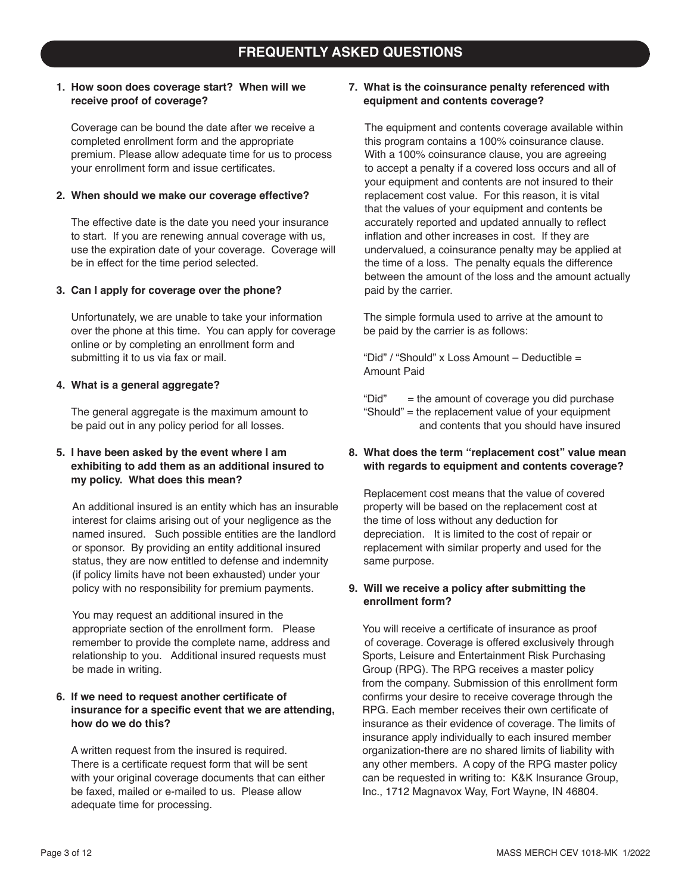# FREQUENTLY ASKED QUESTIONS

**1. How soon does coverage start? When will we receive proof of coverage?**

Coverage can be bound the date after we receive a completed enrollment form and the appropriate premium. Please allow adequate time for us to process your enrollment form and issue certificates.

**2. When should we make our coverage effective?**

The effective date is the date you need your insurance to start. If you are renewing annual coverage with us, use the expiration date of your coverage. Coverage will be in effect for the time period selected.

**3. Can I apply for coverage over the phone?**

Unfortunately, we are unable to take your information over the phone at this time. You can apply for coverage online or by completing an enrollment form and submitting it to us via fax or mail.

**4. What is a general aggregate?**

The general aggregate is the maximum amount to be paid out in any policy period for all losses.

**5. I have been asked by the event where I am exhibiting to add them as an additional insured to my policy. What does this mean?**

An additional insured is an entity which has an insurable interest for claims arising out of your negligence as the named insured. Such possible entities are the landlord or sponsor. By providing an entity additional insured status, they are now entitled to defense and indemnity (if policy limits have not been exhausted) under your policy with no responsibility for premium payments.

You may request an additional insured in the appropriate section of the enrollment form. Please remember to provide the complete name, address and relationship to you. Additional insured requests must be made in writing.

**6. If we need to request another certificate of insurance for a specific event that we are attending, how do we do this?**

A written request from the insured is required. There is a certificate request form that will be sent with your original coverage documents that can either be faxed, mailed or e-mailed to us. Please allow adequate time for processing.

**7. What is the coinsurance penalty referenced with equipment and contents coverage?**

The equipment and contents coverage available within this program contains a 100% coinsurance clause. With a 100% coinsurance clause, you are agreeing to accept a penalty if a covered loss occurs and all of your equipment and contents are not insured to their replacement cost value. For this reason, it is vital that the values of your equipment and contents be accurately reported and updated annually to reflect inflation and other increases in cost. If they are undervalued, a coinsurance penalty may be applied at the time of a loss. The penalty equals the difference between the amount of the loss and the amount actually paid by the carrier.

The simple formula used to arrive at the amount to be paid by the carrier is as follows:

"Did" / "Should" x Loss Amount – Deductible = Amount Paid

"Did" = the amount of coverage you did purchase
"Should" = the replacement value of your equipment and contents that you should have insured

**8. What does the term "replacement cost" value mean with regards to equipment and contents coverage?**

Replacement cost means that the value of covered property will be based on the replacement cost at the time of loss without any deduction for depreciation. It is limited to the cost of repair or replacement with similar property and used for the same purpose.

**9. Will we receive a policy after submitting the enrollment form?**

You will receive a certificate of insurance as proof of coverage. Coverage is offered exclusively through Sports, Leisure and Entertainment Risk Purchasing Group (RPG). The RPG receives a master policy from the company. Submission of this enrollment form confirms your desire to receive coverage through the RPG. Each member receives their own certificate of insurance as their evidence of coverage. The limits of insurance apply individually to each insured member organization-there are no shared limits of liability with any other members. A copy of the RPG master policy can be requested in writing to: K&K Insurance Group, Inc., 1712 Magnavox Way, Fort Wayne, IN 46804.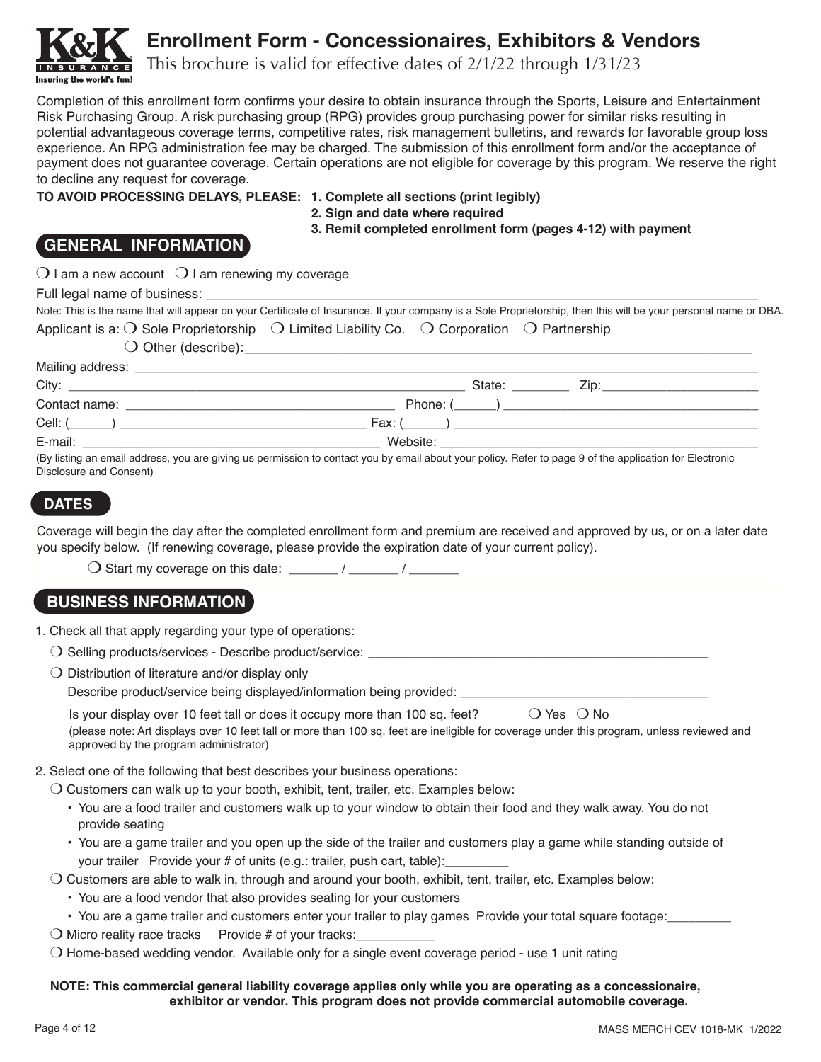# Enrollment Form - Concessionaires, Exhibitors & Vendors

This brochure is valid for effective dates of 2/1/22 through 1/31/23

Completion of this enrollment form confirms your desire to obtain insurance through the Sports, Leisure and Entertainment Risk Purchasing Group. A risk purchasing group (RPG) provides group purchasing power for similar risks resulting in potential advantageous coverage terms, competitive rates, risk management bulletins, and rewards for favorable group loss experience. An RPG administration fee may be charged. The submission of this enrollment form and/or the acceptance of payment does not guarantee coverage. Certain operations are not eligible for coverage by this program. We reserve the right to decline any request for coverage.

**TO AVOID PROCESSING DELAYS, PLEASE:**
**1. Complete all sections (print legibly)**
**2. Sign and date where required**
**3. Remit completed enrollment form (pages 4-12) with payment**

## GENERAL INFORMATION

❍ I am a new account ❍ I am renewing my coverage

Full legal name of business: ______________________________

Note: This is the name that will appear on your Certificate of Insurance. If your company is a Sole Proprietorship, then this will be your personal name or DBA.

Applicant is a: ❍ Sole Proprietorship ❍ Limited Liability Co. ❍ Corporation ❍ Partnership
❍ Other (describe): ______________________________

Mailing address: ______________________________

City: ______________________ State: ________ Zip: ______________

Contact name: ______________________ Phone: (______) ______________________

Cell: (______) ______________________ Fax: (______) ______________________

E-mail: ______________________ Website: ______________________

(By listing an email address, you are giving us permission to contact you by email about your policy. Refer to page 9 of the application for Electronic Disclosure and Consent)

## DATES

Coverage will begin the day after the completed enrollment form and premium are received and approved by us, or on a later date you specify below. (If renewing coverage, please provide the expiration date of your current policy).

❍ Start my coverage on this date: _______ / _______ / _______

## BUSINESS INFORMATION

1. Check all that apply regarding your type of operations:
   - ❍ Selling products/services - Describe product/service: ______________________________
   - ❍ Distribution of literature and/or display only
     Describe product/service being displayed/information being provided: ______________________________

     Is your display over 10 feet tall or does it occupy more than 100 sq. feet? ❍ Yes ❍ No

     (please note: Art displays over 10 feet tall or more than 100 sq. feet are ineligible for coverage under this program, unless reviewed and approved by the program administrator)

2. Select one of the following that best describes your business operations:
   - ❍ Customers can walk up to your booth, exhibit, tent, trailer, etc. Examples below:
     - You are a food trailer and customers walk up to your window to obtain their food and they walk away. You do not provide seating
     - You are a game trailer and you open up the side of the trailer and customers play a game while standing outside of your trailer Provide your # of units (e.g.: trailer, push cart, table): _________
   - ❍ Customers are able to walk in, through and around your booth, exhibit, tent, trailer, etc. Examples below:
     - You are a food vendor that also provides seating for your customers
     - You are a game trailer and customers enter your trailer to play games Provide your total square footage: _________
   - ❍ Micro reality race tracks Provide # of your tracks: ___________
   - ❍ Home-based wedding vendor. Available only for a single event coverage period - use 1 unit rating

**NOTE: This commercial general liability coverage applies only while you are operating as a concessionaire, exhibitor or vendor. This program does not provide commercial automobile coverage.**

MASS MERCH CEV 1018-MK 1/2022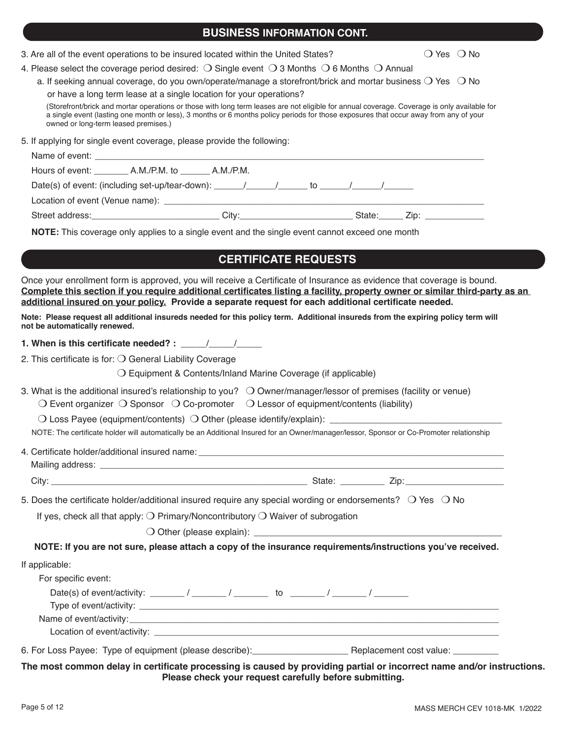## BUSINESS INFORMATION CONT.

3. Are all of the event operations to be insured located within the United States? ❍ Yes ❍ No

4. Please select the coverage period desired: ❍ Single event ❍ 3 Months ❍ 6 Months ❍ Annual

   a. If seeking annual coverage, do you own/operate/manage a storefront/brick and mortar business or have a long term lease at a single location for your operations? ❍ Yes ❍ No

   (Storefront/brick and mortar operations or those with long term leases are not eligible for annual coverage. Coverage is only available for a single event (lasting one month or less), 3 months or 6 months policy periods for those exposures that occur away from any of your owned or long-term leased premises.)

5. If applying for single event coverage, please provide the following:

   Name of event: ___________________________________________

   Hours of event: _______ A.M./P.M. to ______ A.M./P.M.

   Date(s) of event: (including set-up/tear-down): ______/______/______ to ______/______/______

   Location of event (Venue name): ___________________________________________

   Street address:_________________________ City:______________________ State:_____ Zip: ____________

   **NOTE:** This coverage only applies to a single event and the single event cannot exceed one month

## CERTIFICATE REQUESTS

Once your enrollment form is approved, you will receive a Certificate of Insurance as evidence that coverage is bound. **Complete this section if you require additional certificates listing a facility, property owner or similar third-party as an additional insured on your policy. Provide a separate request for each additional certificate needed.**

**Note: Please request all additional insureds needed for this policy term. Additional insureds from the expiring policy term will not be automatically renewed.**

**1. When is this certificate needed? :** _____/_____/_____

2. This certificate is for: ❍ General Liability Coverage

   ❍ Equipment & Contents/Inland Marine Coverage (if applicable)

3. What is the additional insured's relationship to you? ❍ Owner/manager/lessor of premises (facility or venue) ❍ Event organizer ❍ Sponsor ❍ Co-promoter ❍ Lessor of equipment/contents (liability) ❍ Loss Payee (equipment/contents) ❍ Other (please identify/explain): _________________________________

   NOTE: The certificate holder will automatically be an Additional Insured for an Owner/manager/lessor, Sponsor or Co-Promoter relationship

4. Certificate holder/additional insured name: ___________________________________________

   Mailing address: ___________________________________________

   City: ___________________________________________ State: _________ Zip:___________________

5. Does the certificate holder/additional insured require any special wording or endorsements? ❍ Yes ❍ No

   If yes, check all that apply: ❍ Primary/Noncontributory ❍ Waiver of subrogation

   ❍ Other (please explain): _________________________________________________

   **NOTE: If you are not sure, please attach a copy of the insurance requirements/instructions you've received.**

If applicable:

For specific event:

Date(s) of event/activity: _______ / _______ / _______ to _______ / _______ / _______

Type of event/activity: ___________________________________________

Name of event/activity:___________________________________________

Location of event/activity: ___________________________________________

6. For Loss Payee: Type of equipment (please describe):___________________ Replacement cost value: _________

**The most common delay in certificate processing is caused by providing partial or incorrect name and/or instructions. Please check your request carefully before submitting.**

MASS MERCH CEV 1018-MK 1/2022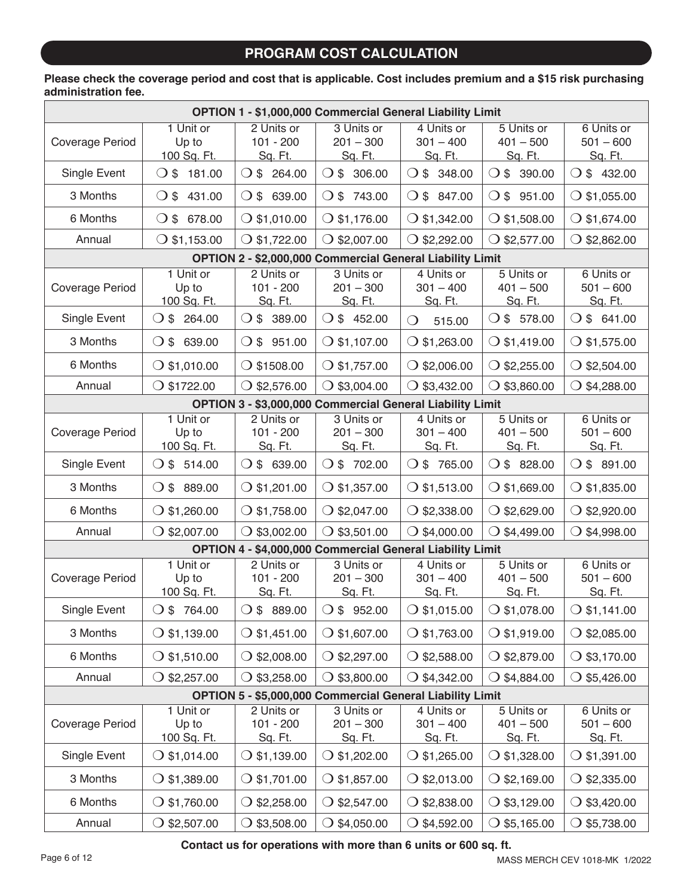## PROGRAM COST CALCULATION

**Please check the coverage period and cost that is applicable. Cost includes premium and a $15 risk purchasing administration fee.**

| OPTION 1 - $1,000,000 Commercial General Liability Limit | | | | | | |
|---|---|---|---|---|---|---|
| Coverage Period | 1 Unit or Up to 100 Sq. Ft. | 2 Units or 101 - 200 Sq. Ft. | 3 Units or 201 – 300 Sq. Ft. | 4 Units or 301 – 400 Sq. Ft. | 5 Units or 401 – 500 Sq. Ft. | 6 Units or 501 – 600 Sq. Ft. |
| Single Event | ❍ $ 181.00 | ❍ $ 264.00 | ❍ $ 306.00 | ❍ $ 348.00 | ❍ $ 390.00 | ❍ $ 432.00 |
| 3 Months | ❍ $ 431.00 | ❍ $ 639.00 | ❍ $ 743.00 | ❍ $ 847.00 | ❍ $ 951.00 | ❍ $1,055.00 |
| 6 Months | ❍ $ 678.00 | ❍ $1,010.00 | ❍ $1,176.00 | ❍ $1,342.00 | ❍ $1,508.00 | ❍ $1,674.00 |
| Annual | ❍ $1,153.00 | ❍ $1,722.00 | ❍ $2,007.00 | ❍ $2,292.00 | ❍ $2,577.00 | ❍ $2,862.00 |
| **OPTION 2 - $2,000,000 Commercial General Liability Limit** | | | | | | |
| Coverage Period | 1 Unit or Up to 100 Sq. Ft. | 2 Units or 101 - 200 Sq. Ft. | 3 Units or 201 – 300 Sq. Ft. | 4 Units or 301 – 400 Sq. Ft. | 5 Units or 401 – 500 Sq. Ft. | 6 Units or 501 – 600 Sq. Ft. |
| Single Event | ❍ $ 264.00 | ❍ $ 389.00 | ❍ $ 452.00 | ❍ 515.00 | ❍ $ 578.00 | ❍ $ 641.00 |
| 3 Months | ❍ $ 639.00 | ❍ $ 951.00 | ❍ $1,107.00 | ❍ $1,263.00 | ❍ $1,419.00 | ❍ $1,575.00 |
| 6 Months | ❍ $1,010.00 | ❍ $1508.00 | ❍ $1,757.00 | ❍ $2,006.00 | ❍ $2,255.00 | ❍ $2,504.00 |
| Annual | ❍ $1722.00 | ❍ $2,576.00 | ❍ $3,004.00 | ❍ $3,432.00 | ❍ $3,860.00 | ❍ $4,288.00 |
| **OPTION 3 - $3,000,000 Commercial General Liability Limit** | | | | | | |
| Coverage Period | 1 Unit or Up to 100 Sq. Ft. | 2 Units or 101 - 200 Sq. Ft. | 3 Units or 201 – 300 Sq. Ft. | 4 Units or 301 – 400 Sq. Ft. | 5 Units or 401 – 500 Sq. Ft. | 6 Units or 501 – 600 Sq. Ft. |
| Single Event | ❍ $ 514.00 | ❍ $ 639.00 | ❍ $ 702.00 | ❍ $ 765.00 | ❍ $ 828.00 | ❍ $ 891.00 |
| 3 Months | ❍ $ 889.00 | ❍ $1,201.00 | ❍ $1,357.00 | ❍ $1,513.00 | ❍ $1,669.00 | ❍ $1,835.00 |
| 6 Months | ❍ $1,260.00 | ❍ $1,758.00 | ❍ $2,047.00 | ❍ $2,338.00 | ❍ $2,629.00 | ❍ $2,920.00 |
| Annual | ❍ $2,007.00 | ❍ $3,002.00 | ❍ $3,501.00 | ❍ $4,000.00 | ❍ $4,499.00 | ❍ $4,998.00 |
| **OPTION 4 - $4,000,000 Commercial General Liability Limit** | | | | | | |
| Coverage Period | 1 Unit or Up to 100 Sq. Ft. | 2 Units or 101 - 200 Sq. Ft. | 3 Units or 201 – 300 Sq. Ft. | 4 Units or 301 – 400 Sq. Ft. | 5 Units or 401 – 500 Sq. Ft. | 6 Units or 501 – 600 Sq. Ft. |
| Single Event | ❍ $ 764.00 | ❍ $ 889.00 | ❍ $ 952.00 | ❍ $1,015.00 | ❍ $1,078.00 | ❍ $1,141.00 |
| 3 Months | ❍ $1,139.00 | ❍ $1,451.00 | ❍ $1,607.00 | ❍ $1,763.00 | ❍ $1,919.00 | ❍ $2,085.00 |
| 6 Months | ❍ $1,510.00 | ❍ $2,008.00 | ❍ $2,297.00 | ❍ $2,588.00 | ❍ $2,879.00 | ❍ $3,170.00 |
| Annual | ❍ $2,257.00 | ❍ $3,258.00 | ❍ $3,800.00 | ❍ $4,342.00 | ❍ $4,884.00 | ❍ $5,426.00 |
| **OPTION 5 - $5,000,000 Commercial General Liability Limit** | | | | | | |
| Coverage Period | 1 Unit or Up to 100 Sq. Ft. | 2 Units or 101 - 200 Sq. Ft. | 3 Units or 201 – 300 Sq. Ft. | 4 Units or 301 – 400 Sq. Ft. | 5 Units or 401 – 500 Sq. Ft. | 6 Units or 501 – 600 Sq. Ft. |
| Single Event | ❍ $1,014.00 | ❍ $1,139.00 | ❍ $1,202.00 | ❍ $1,265.00 | ❍ $1,328.00 | ❍ $1,391.00 |
| 3 Months | ❍ $1,389.00 | ❍ $1,701.00 | ❍ $1,857.00 | ❍ $2,013.00 | ❍ $2,169.00 | ❍ $2,335.00 |
| 6 Months | ❍ $1,760.00 | ❍ $2,258.00 | ❍ $2,547.00 | ❍ $2,838.00 | ❍ $3,129.00 | ❍ $3,420.00 |
| Annual | ❍ $2,507.00 | ❍ $3,508.00 | ❍ $4,050.00 | ❍ $4,592.00 | ❍ $5,165.00 | ❍ $5,738.00 |

**Contact us for operations with more than 6 units or 600 sq. ft.**

MASS MERCH CEV 1018-MK 1/2022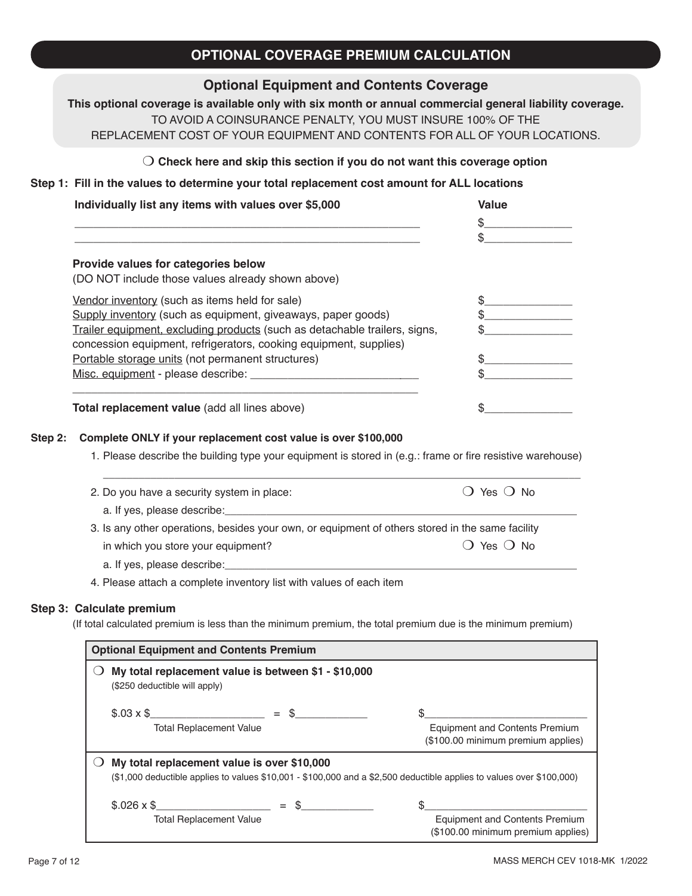# OPTIONAL COVERAGE PREMIUM CALCULATION

## Optional Equipment and Contents Coverage

**This optional coverage is available only with six month or annual commercial general liability coverage.**
TO AVOID A COINSURANCE PENALTY, YOU MUST INSURE 100% OF THE REPLACEMENT COST OF YOUR EQUIPMENT AND CONTENTS FOR ALL OF YOUR LOCATIONS.

❍ **Check here and skip this section if you do not want this coverage option**

**Step 1: Fill in the values to determine your total replacement cost amount for ALL locations**

| **Individually list any items with values over $5,000** | **Value** |
|---|---|
| ______________________________________________ | $______________ |
| ______________________________________________ | $______________ |

**Provide values for categories below**
(DO NOT include those values already shown above)

| | |
|---|---|
| Vendor inventory (such as items held for sale) | $______________ |
| Supply inventory (such as equipment, giveaways, paper goods) | $______________ |
| Trailer equipment, excluding products (such as detachable trailers, signs, concession equipment, refrigerators, cooking equipment, supplies) | $______________ |
| Portable storage units (not permanent structures) | $______________ |
| Misc. equipment - please describe: ______________________________ | $______________ |
| **Total replacement value** (add all lines above) | $______________ |

**Step 2: Complete ONLY if your replacement cost value is over $100,000**

1. Please describe the building type your equipment is stored in (e.g.: frame or fire resistive warehouse)
   ______________________________________________________________
2. Do you have a security system in place: ❍ Yes ❍ No
   a. If yes, please describe:______________________________________
3. Is any other operations, besides your own, or equipment of others stored in the same facility in which you store your equipment? ❍ Yes ❍ No
   a. If yes, please describe:______________________________________
4. Please attach a complete inventory list with values of each item

**Step 3: Calculate premium**
(If total calculated premium is less than the minimum premium, the total premium due is the minimum premium)

| **Optional Equipment and Contents Premium** | |
|---|---|
| ❍ **My total replacement value is between $1 - $10,000**<br>($250 deductible will apply)<br><br>$.03 x $__________________ = $____________<br>Total Replacement Value | $__________________________<br>Equipment and Contents Premium<br>($100.00 minimum premium applies) |
| ❍ **My total replacement value is over $10,000**<br>($1,000 deductible applies to values $10,001 - $100,000 and a $2,500 deductible applies to values over $100,000)<br><br>$.026 x $__________________ = $____________<br>Total Replacement Value | $__________________________<br>Equipment and Contents Premium<br>($100.00 minimum premium applies) |

MASS MERCH CEV 1018-MK 1/2022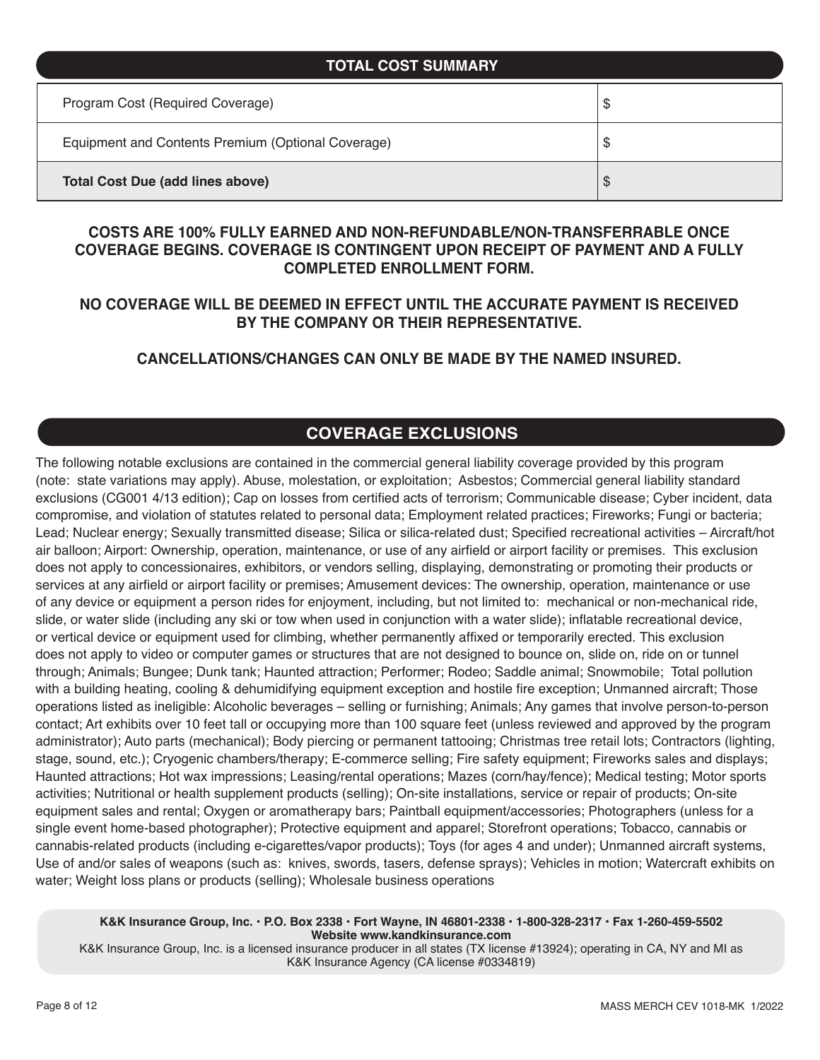## TOTAL COST SUMMARY

| | |
|---|---|
| Program Cost (Required Coverage) | $ |
| Equipment and Contents Premium (Optional Coverage) | $ |
| **Total Cost Due (add lines above)** | $ |

**COSTS ARE 100% FULLY EARNED AND NON-REFUNDABLE/NON-TRANSFERRABLE ONCE COVERAGE BEGINS. COVERAGE IS CONTINGENT UPON RECEIPT OF PAYMENT AND A FULLY COMPLETED ENROLLMENT FORM.**

**NO COVERAGE WILL BE DEEMED IN EFFECT UNTIL THE ACCURATE PAYMENT IS RECEIVED BY THE COMPANY OR THEIR REPRESENTATIVE.**

**CANCELLATIONS/CHANGES CAN ONLY BE MADE BY THE NAMED INSURED.**

## COVERAGE EXCLUSIONS

The following notable exclusions are contained in the commercial general liability coverage provided by this program (note: state variations may apply). Abuse, molestation, or exploitation; Asbestos; Commercial general liability standard exclusions (CG001 4/13 edition); Cap on losses from certified acts of terrorism; Communicable disease; Cyber incident, data compromise, and violation of statutes related to personal data; Employment related practices; Fireworks; Fungi or bacteria; Lead; Nuclear energy; Sexually transmitted disease; Silica or silica-related dust; Specified recreational activities – Aircraft/hot air balloon; Airport: Ownership, operation, maintenance, or use of any airfield or airport facility or premises. This exclusion does not apply to concessionaires, exhibitors, or vendors selling, displaying, demonstrating or promoting their products or services at any airfield or airport facility or premises; Amusement devices: The ownership, operation, maintenance or use of any device or equipment a person rides for enjoyment, including, but not limited to: mechanical or non-mechanical ride, slide, or water slide (including any ski or tow when used in conjunction with a water slide); inflatable recreational device, or vertical device or equipment used for climbing, whether permanently affixed or temporarily erected. This exclusion does not apply to video or computer games or structures that are not designed to bounce on, slide on, ride on or tunnel through; Animals; Bungee; Dunk tank; Haunted attraction; Performer; Rodeo; Saddle animal; Snowmobile; Total pollution with a building heating, cooling & dehumidifying equipment exception and hostile fire exception; Unmanned aircraft; Those operations listed as ineligible: Alcoholic beverages – selling or furnishing; Animals; Any games that involve person-to-person contact; Art exhibits over 10 feet tall or occupying more than 100 square feet (unless reviewed and approved by the program administrator); Auto parts (mechanical); Body piercing or permanent tattooing; Christmas tree retail lots; Contractors (lighting, stage, sound, etc.); Cryogenic chambers/therapy; E-commerce selling; Fire safety equipment; Fireworks sales and displays; Haunted attractions; Hot wax impressions; Leasing/rental operations; Mazes (corn/hay/fence); Medical testing; Motor sports activities; Nutritional or health supplement products (selling); On-site installations, service or repair of products; On-site equipment sales and rental; Oxygen or aromatherapy bars; Paintball equipment/accessories; Photographers (unless for a single event home-based photographer); Protective equipment and apparel; Storefront operations; Tobacco, cannabis or cannabis-related products (including e-cigarettes/vapor products); Toys (for ages 4 and under); Unmanned aircraft systems, Use of and/or sales of weapons (such as: knives, swords, tasers, defense sprays); Vehicles in motion; Watercraft exhibits on water; Weight loss plans or products (selling); Wholesale business operations

**K&K Insurance Group, Inc. • P.O. Box 2338 • Fort Wayne, IN 46801-2338 • 1-800-328-2317 • Fax 1-260-459-5502**
**Website www.kandkinsurance.com**
K&K Insurance Group, Inc. is a licensed insurance producer in all states (TX license #13924); operating in CA, NY and MI as K&K Insurance Agency (CA license #0334819)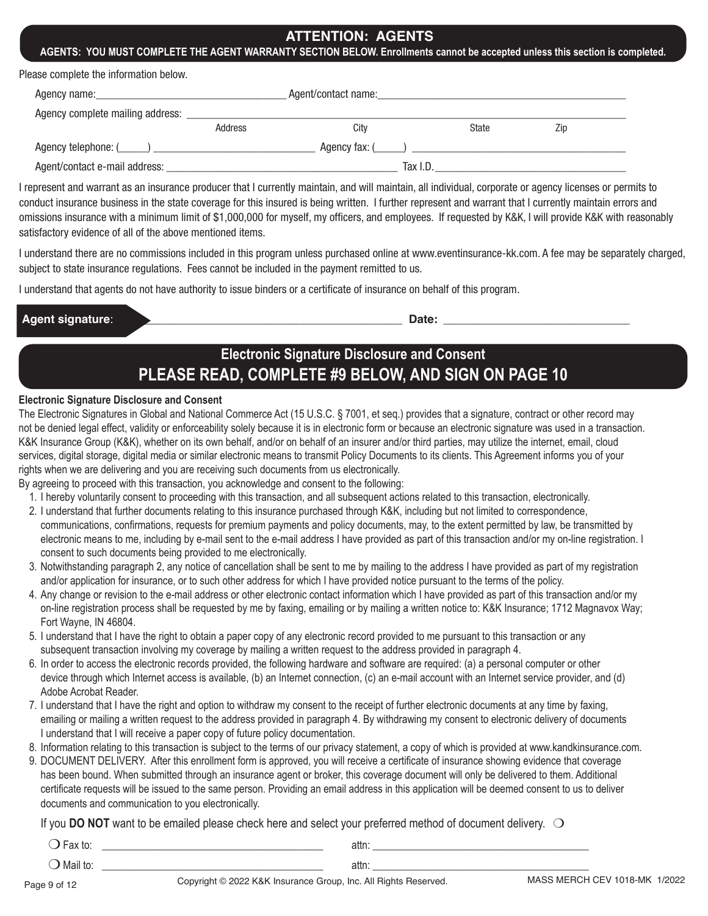## ATTENTION: AGENTS

**AGENTS: YOU MUST COMPLETE THE AGENT WARRANTY SECTION BELOW. Enrollments cannot be accepted unless this section is completed.**

Please complete the information below.

Agency name:__________________________________ Agent/contact name:____________________________________________

Agency complete mailing address: _______________________________________________________________________________

Address City State Zip

Agency telephone: (_____) ____________________________ Agency fax: (_____) _____________________________________

Agent/contact e-mail address: ________________________________________ Tax I.D._________________________________

I represent and warrant as an insurance producer that I currently maintain, and will maintain, all individual, corporate or agency licenses or permits to conduct insurance business in the state coverage for this insured is being written. I further represent and warrant that I currently maintain errors and omissions insurance with a minimum limit of $1,000,000 for myself, my officers, and employees. If requested by K&K, I will provide K&K with reasonably satisfactory evidence of all of the above mentioned items.

I understand there are no commissions included in this program unless purchased online at www.eventinsurance-kk.com. A fee may be separately charged, subject to state insurance regulations. Fees cannot be included in the payment remitted to us.

I understand that agents do not have authority to issue binders or a certificate of insurance on behalf of this program.

**Agent signature**: ____________________________________________ **Date:** ______________________________

## Electronic Signature Disclosure and Consent

## PLEASE READ, COMPLETE #9 BELOW, AND SIGN ON PAGE 10

**Electronic Signature Disclosure and Consent**

The Electronic Signatures in Global and National Commerce Act (15 U.S.C. § 7001, et seq.) provides that a signature, contract or other record may not be denied legal effect, validity or enforceability solely because it is in electronic form or because an electronic signature was used in a transaction. K&K Insurance Group (K&K), whether on its own behalf, and/or on behalf of an insurer and/or third parties, may utilize the internet, email, cloud services, digital storage, digital media or similar electronic means to transmit Policy Documents to its clients. This Agreement informs you of your rights when we are delivering and you are receiving such documents from us electronically.

By agreeing to proceed with this transaction, you acknowledge and consent to the following:

1. I hereby voluntarily consent to proceeding with this transaction, and all subsequent actions related to this transaction, electronically.
2. I understand that further documents relating to this insurance purchased through K&K, including but not limited to correspondence, communications, confirmations, requests for premium payments and policy documents, may, to the extent permitted by law, be transmitted by electronic means to me, including by e-mail sent to the e-mail address I have provided as part of this transaction and/or my on-line registration. I consent to such documents being provided to me electronically.
3. Notwithstanding paragraph 2, any notice of cancellation shall be sent to me by mailing to the address I have provided as part of my registration and/or application for insurance, or to such other address for which I have provided notice pursuant to the terms of the policy.
4. Any change or revision to the e-mail address or other electronic contact information which I have provided as part of this transaction and/or my on-line registration process shall be requested by me by faxing, emailing or by mailing a written notice to: K&K Insurance; 1712 Magnavox Way; Fort Wayne, IN 46804.
5. I understand that I have the right to obtain a paper copy of any electronic record provided to me pursuant to this transaction or any subsequent transaction involving my coverage by mailing a written request to the address provided in paragraph 4.
6. In order to access the electronic records provided, the following hardware and software are required: (a) a personal computer or other device through which Internet access is available, (b) an Internet connection, (c) an e-mail account with an Internet service provider, and (d) Adobe Acrobat Reader.
7. I understand that I have the right and option to withdraw my consent to the receipt of further electronic documents at any time by faxing, emailing or mailing a written request to the address provided in paragraph 4. By withdrawing my consent to electronic delivery of documents I understand that I will receive a paper copy of future policy documentation.
8. Information relating to this transaction is subject to the terms of our privacy statement, a copy of which is provided at www.kandkinsurance.com.
9. DOCUMENT DELIVERY. After this enrollment form is approved, you will receive a certificate of insurance showing evidence that coverage has been bound. When submitted through an insurance agent or broker, this coverage document will only be delivered to them. Additional certificate requests will be issued to the same person. Providing an email address in this application will be deemed consent to us to deliver documents and communication to you electronically.

If you **DO NOT** want to be emailed please check here and select your preferred method of document delivery. ❍

❍ Fax to: ________________________________________ attn: ________________________________________

❍ Mail to: ________________________________________ attn: ________________________________________

Copyright © 2022 K&K Insurance Group, Inc. All Rights Reserved. MASS MERCH CEV 1018-MK 1/2022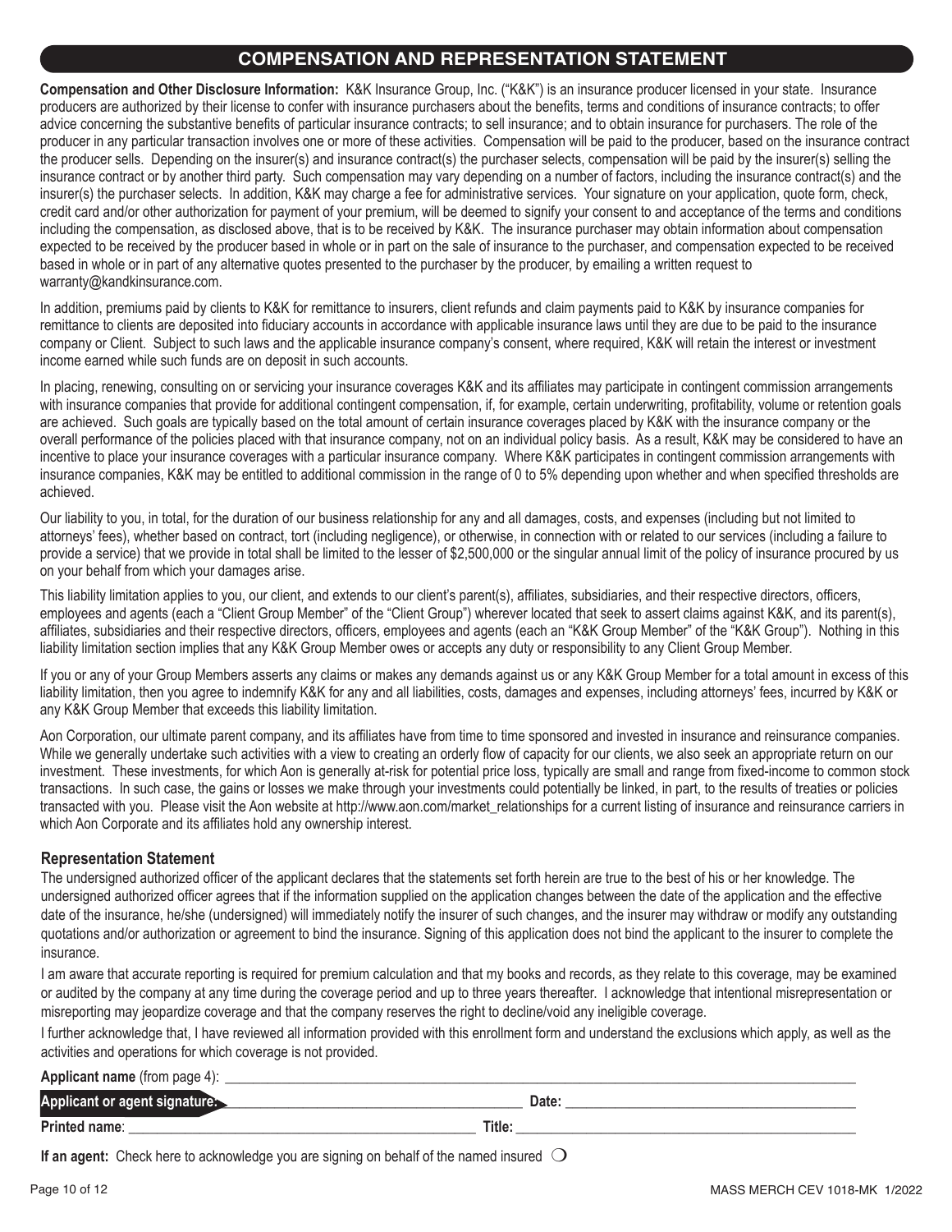## COMPENSATION AND REPRESENTATION STATEMENT

**Compensation and Other Disclosure Information:** K&K Insurance Group, Inc. ("K&K") is an insurance producer licensed in your state. Insurance producers are authorized by their license to confer with insurance purchasers about the benefits, terms and conditions of insurance contracts; to offer advice concerning the substantive benefits of particular insurance contracts; to sell insurance; and to obtain insurance for purchasers. The role of the producer in any particular transaction involves one or more of these activities. Compensation will be paid to the producer, based on the insurance contract the producer sells. Depending on the insurer(s) and insurance contract(s) the purchaser selects, compensation will be paid by the insurer(s) selling the insurance contract or by another third party. Such compensation may vary depending on a number of factors, including the insurance contract(s) and the insurer(s) the purchaser selects. In addition, K&K may charge a fee for administrative services. Your signature on your application, quote form, check, credit card and/or other authorization for payment of your premium, will be deemed to signify your consent to and acceptance of the terms and conditions including the compensation, as disclosed above, that is to be received by K&K. The insurance purchaser may obtain information about compensation expected to be received by the producer based in whole or in part on the sale of insurance to the purchaser, and compensation expected to be received based in whole or in part of any alternative quotes presented to the purchaser by the producer, by emailing a written request to warranty@kandkinsurance.com.

In addition, premiums paid by clients to K&K for remittance to insurers, client refunds and claim payments paid to K&K by insurance companies for remittance to clients are deposited into fiduciary accounts in accordance with applicable insurance laws until they are due to be paid to the insurance company or Client. Subject to such laws and the applicable insurance company's consent, where required, K&K will retain the interest or investment income earned while such funds are on deposit in such accounts.

In placing, renewing, consulting on or servicing your insurance coverages K&K and its affiliates may participate in contingent commission arrangements with insurance companies that provide for additional contingent compensation, if, for example, certain underwriting, profitability, volume or retention goals are achieved. Such goals are typically based on the total amount of certain insurance coverages placed by K&K with the insurance company or the overall performance of the policies placed with that insurance company, not on an individual policy basis. As a result, K&K may be considered to have an incentive to place your insurance coverages with a particular insurance company. Where K&K participates in contingent commission arrangements with insurance companies, K&K may be entitled to additional commission in the range of 0 to 5% depending upon whether and when specified thresholds are achieved.

Our liability to you, in total, for the duration of our business relationship for any and all damages, costs, and expenses (including but not limited to attorneys' fees), whether based on contract, tort (including negligence), or otherwise, in connection with or related to our services (including a failure to provide a service) that we provide in total shall be limited to the lesser of $2,500,000 or the singular annual limit of the policy of insurance procured by us on your behalf from which your damages arise.

This liability limitation applies to you, our client, and extends to our client's parent(s), affiliates, subsidiaries, and their respective directors, officers, employees and agents (each a "Client Group Member" of the "Client Group") wherever located that seek to assert claims against K&K, and its parent(s), affiliates, subsidiaries and their respective directors, officers, employees and agents (each an "K&K Group Member" of the "K&K Group"). Nothing in this liability limitation section implies that any K&K Group Member owes or accepts any duty or responsibility to any Client Group Member.

If you or any of your Group Members asserts any claims or makes any demands against us or any K&K Group Member for a total amount in excess of this liability limitation, then you agree to indemnify K&K for any and all liabilities, costs, damages and expenses, including attorneys' fees, incurred by K&K or any K&K Group Member that exceeds this liability limitation.

Aon Corporation, our ultimate parent company, and its affiliates have from time to time sponsored and invested in insurance and reinsurance companies. While we generally undertake such activities with a view to creating an orderly flow of capacity for our clients, we also seek an appropriate return on our investment. These investments, for which Aon is generally at-risk for potential price loss, typically are small and range from fixed-income to common stock transactions. In such case, the gains or losses we make through your investments could potentially be linked, in part, to the results of treaties or policies transacted with you. Please visit the Aon website at http://www.aon.com/market_relationships for a current listing of insurance and reinsurance carriers in which Aon Corporate and its affiliates hold any ownership interest.

### Representation Statement

The undersigned authorized officer of the applicant declares that the statements set forth herein are true to the best of his or her knowledge. The undersigned authorized officer agrees that if the information supplied on the application changes between the date of the application and the effective date of the insurance, he/she (undersigned) will immediately notify the insurer of such changes, and the insurer may withdraw or modify any outstanding quotations and/or authorization or agreement to bind the insurance. Signing of this application does not bind the applicant to the insurer to complete the insurance.

I am aware that accurate reporting is required for premium calculation and that my books and records, as they relate to this coverage, may be examined or audited by the company at any time during the coverage period and up to three years thereafter. I acknowledge that intentional misrepresentation or misreporting may jeopardize coverage and that the company reserves the right to decline/void any ineligible coverage.

I further acknowledge that, I have reviewed all information provided with this enrollment form and understand the exclusions which apply, as well as the activities and operations for which coverage is not provided.

**Applicant name** (from page 4): ____________________

**Applicant or agent signature:** ____________________ **Date:** ____________________

**Printed name**: ____________________ **Title:** ____________________

**If an agent:** Check here to acknowledge you are signing on behalf of the named insured ❍

MASS MERCH CEV 1018-MK 1/2022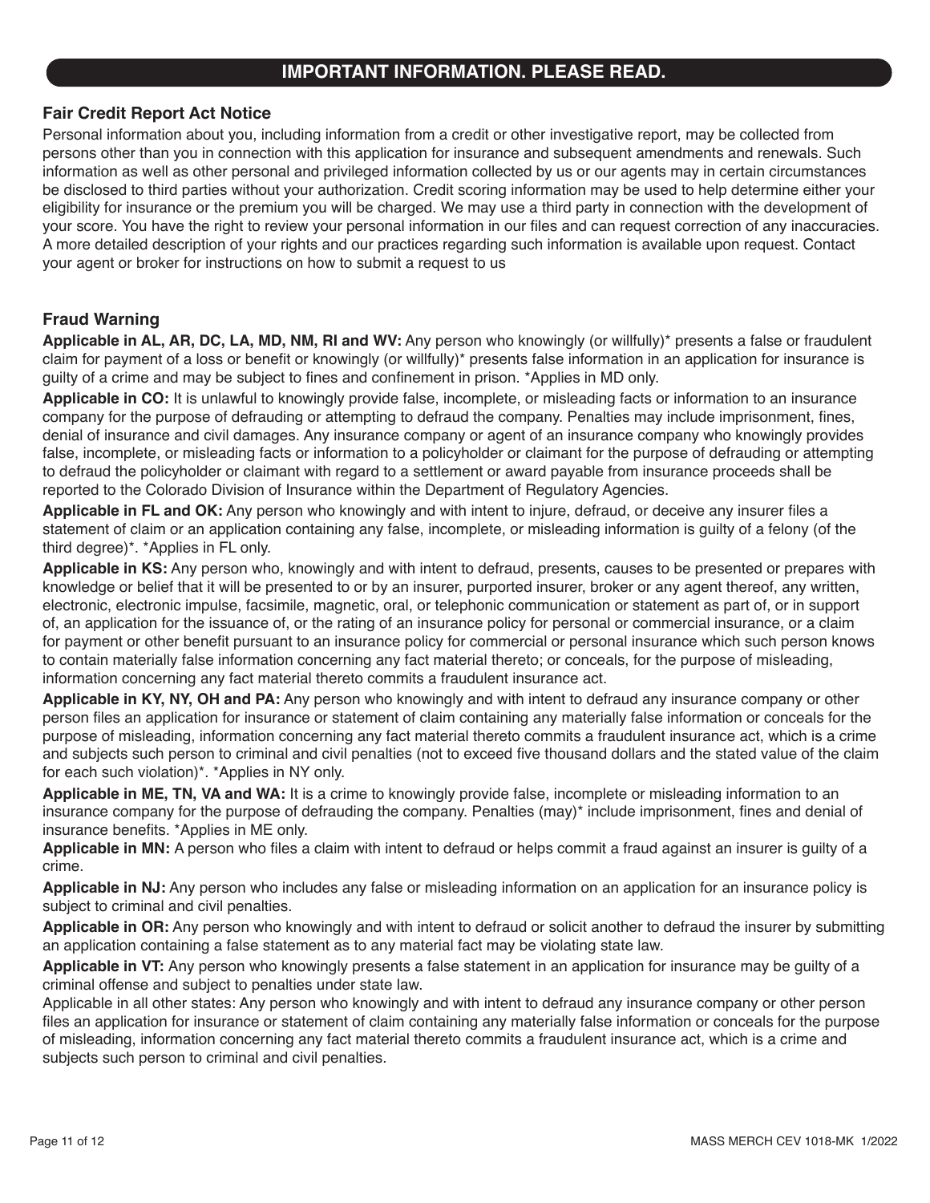## IMPORTANT INFORMATION. PLEASE READ.

### Fair Credit Report Act Notice

Personal information about you, including information from a credit or other investigative report, may be collected from persons other than you in connection with this application for insurance and subsequent amendments and renewals. Such information as well as other personal and privileged information collected by us or our agents may in certain circumstances be disclosed to third parties without your authorization. Credit scoring information may be used to help determine either your eligibility for insurance or the premium you will be charged. We may use a third party in connection with the development of your score. You have the right to review your personal information in our files and can request correction of any inaccuracies. A more detailed description of your rights and our practices regarding such information is available upon request. Contact your agent or broker for instructions on how to submit a request to us

### Fraud Warning

**Applicable in AL, AR, DC, LA, MD, NM, RI and WV:** Any person who knowingly (or willfully)* presents a false or fraudulent claim for payment of a loss or benefit or knowingly (or willfully)* presents false information in an application for insurance is guilty of a crime and may be subject to fines and confinement in prison. *Applies in MD only.

**Applicable in CO:** It is unlawful to knowingly provide false, incomplete, or misleading facts or information to an insurance company for the purpose of defrauding or attempting to defraud the company. Penalties may include imprisonment, fines, denial of insurance and civil damages. Any insurance company or agent of an insurance company who knowingly provides false, incomplete, or misleading facts or information to a policyholder or claimant for the purpose of defrauding or attempting to defraud the policyholder or claimant with regard to a settlement or award payable from insurance proceeds shall be reported to the Colorado Division of Insurance within the Department of Regulatory Agencies.

**Applicable in FL and OK:** Any person who knowingly and with intent to injure, defraud, or deceive any insurer files a statement of claim or an application containing any false, incomplete, or misleading information is guilty of a felony (of the third degree)*. *Applies in FL only.

**Applicable in KS:** Any person who, knowingly and with intent to defraud, presents, causes to be presented or prepares with knowledge or belief that it will be presented to or by an insurer, purported insurer, broker or any agent thereof, any written, electronic, electronic impulse, facsimile, magnetic, oral, or telephonic communication or statement as part of, or in support of, an application for the issuance of, or the rating of an insurance policy for personal or commercial insurance, or a claim for payment or other benefit pursuant to an insurance policy for commercial or personal insurance which such person knows to contain materially false information concerning any fact material thereto; or conceals, for the purpose of misleading, information concerning any fact material thereto commits a fraudulent insurance act.

**Applicable in KY, NY, OH and PA:** Any person who knowingly and with intent to defraud any insurance company or other person files an application for insurance or statement of claim containing any materially false information or conceals for the purpose of misleading, information concerning any fact material thereto commits a fraudulent insurance act, which is a crime and subjects such person to criminal and civil penalties (not to exceed five thousand dollars and the stated value of the claim for each such violation)*. *Applies in NY only.

**Applicable in ME, TN, VA and WA:** It is a crime to knowingly provide false, incomplete or misleading information to an insurance company for the purpose of defrauding the company. Penalties (may)* include imprisonment, fines and denial of insurance benefits. *Applies in ME only.

**Applicable in MN:** A person who files a claim with intent to defraud or helps commit a fraud against an insurer is guilty of a crime.

**Applicable in NJ:** Any person who includes any false or misleading information on an application for an insurance policy is subject to criminal and civil penalties.

**Applicable in OR:** Any person who knowingly and with intent to defraud or solicit another to defraud the insurer by submitting an application containing a false statement as to any material fact may be violating state law.

**Applicable in VT:** Any person who knowingly presents a false statement in an application for insurance may be guilty of a criminal offense and subject to penalties under state law.

Applicable in all other states: Any person who knowingly and with intent to defraud any insurance company or other person files an application for insurance or statement of claim containing any materially false information or conceals for the purpose of misleading, information concerning any fact material thereto commits a fraudulent insurance act, which is a crime and subjects such person to criminal and civil penalties.

MASS MERCH CEV 1018-MK 1/2022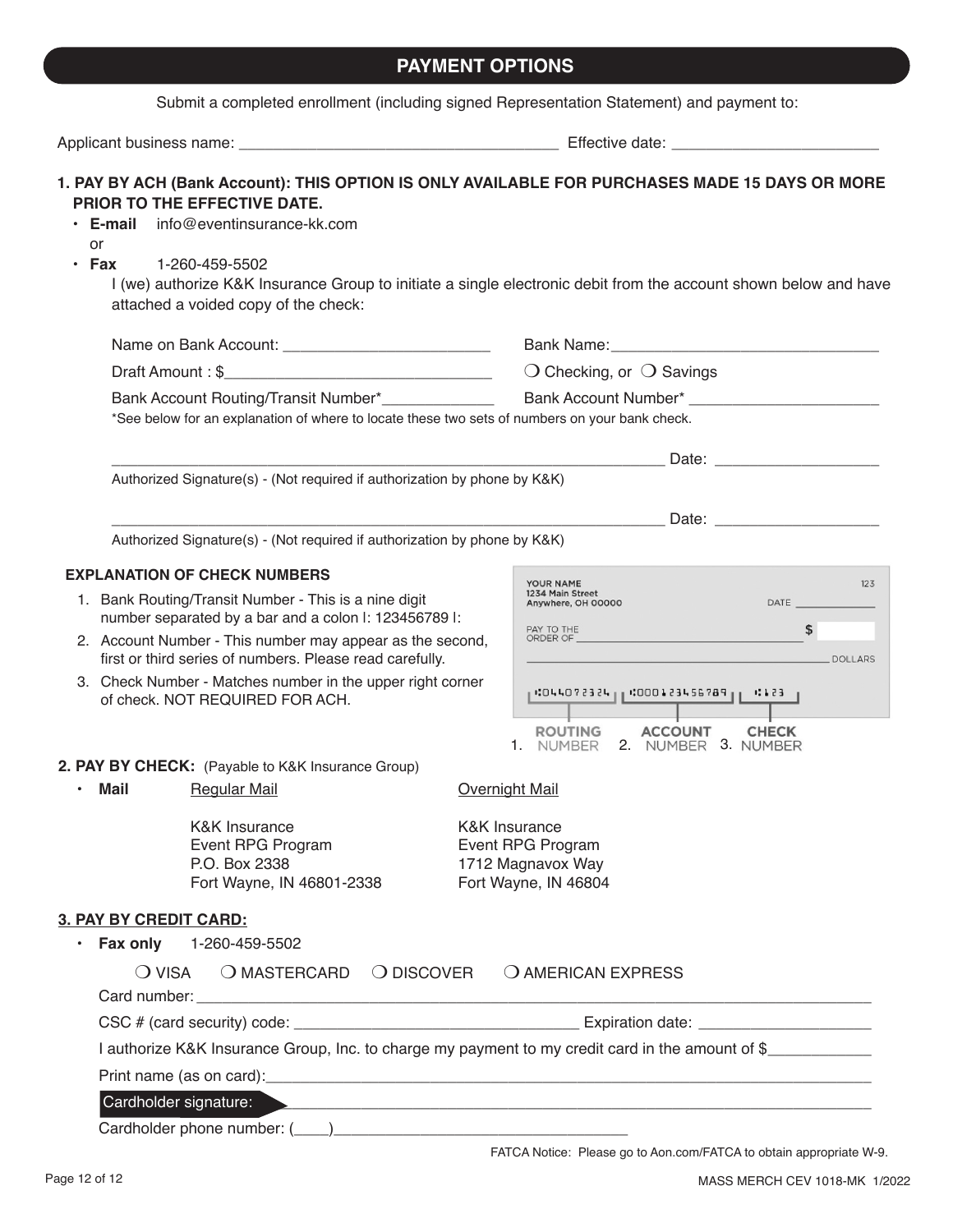## PAYMENT OPTIONS

Submit a completed enrollment (including signed Representation Statement) and payment to:

Applicant business name: ____________________________________ Effective date: _______________________

### 1. PAY BY ACH (Bank Account): THIS OPTION IS ONLY AVAILABLE FOR PURCHASES MADE 15 DAYS OR MORE PRIOR TO THE EFFECTIVE DATE.

- **E-mail** info@eventinsurance-kk.com

  or

- **Fax** 1-260-459-5502

  I (we) authorize K&K Insurance Group to initiate a single electronic debit from the account shown below and have attached a voided copy of the check:

  Name on Bank Account: ________________________ Bank Name:_______________________________

  Draft Amount : $_______________________________ ❍ Checking, or ❍ Savings

  Bank Account Routing/Transit Number*_____________ Bank Account Number* ______________________

  *See below for an explanation of where to locate these two sets of numbers on your bank check.

  _________________________________________________________________ Date: __________________

  Authorized Signature(s) - (Not required if authorization by phone by K&K)

  _________________________________________________________________ Date: __________________

  Authorized Signature(s) - (Not required if authorization by phone by K&K)

**EXPLANATION OF CHECK NUMBERS**

1. Bank Routing/Transit Number - This is a nine digit number separated by a bar and a colon l: 123456789 l:
2. Account Number - This number may appear as the second, first or third series of numbers. Please read carefully.
3. Check Number - Matches number in the upper right corner of check. NOT REQUIRED FOR ACH.

YOUR NAME
1234 Main Street
Anywhere, OH 00000
123
DATE
PAY TO THE ORDER OF
$
DOLLARS
⑆044072324⑆ ⑆000123456789⑆ ⑆123
1. ROUTING NUMBER 2. ACCOUNT NUMBER 3. CHECK NUMBER

### 2. PAY BY CHECK: (Payable to K&K Insurance Group)

- **Mail**

| Regular Mail | Overnight Mail |
|---|---|
| K&K Insurance | K&K Insurance |
| Event RPG Program | Event RPG Program |
| P.O. Box 2338 | 1712 Magnavox Way |
| Fort Wayne, IN 46801-2338 | Fort Wayne, IN 46804 |

### 3. PAY BY CREDIT CARD:

- **Fax only** 1-260-459-5502

  ❍ VISA ❍ MASTERCARD ❍ DISCOVER ❍ AMERICAN EXPRESS

  Card number: _________________________________________________________________________

  CSC # (card security) code: ________________________________ Expiration date: ___________________

  I authorize K&K Insurance Group, Inc. to charge my payment to my credit card in the amount of $____________

  Print name (as on card):_____________________________________________________________________

  Cardholder signature: _______________________________________________________________________

  Cardholder phone number: (____)___________________________________

FATCA Notice: Please go to Aon.com/FATCA to obtain appropriate W-9.

MASS MERCH CEV 1018-MK 1/2022